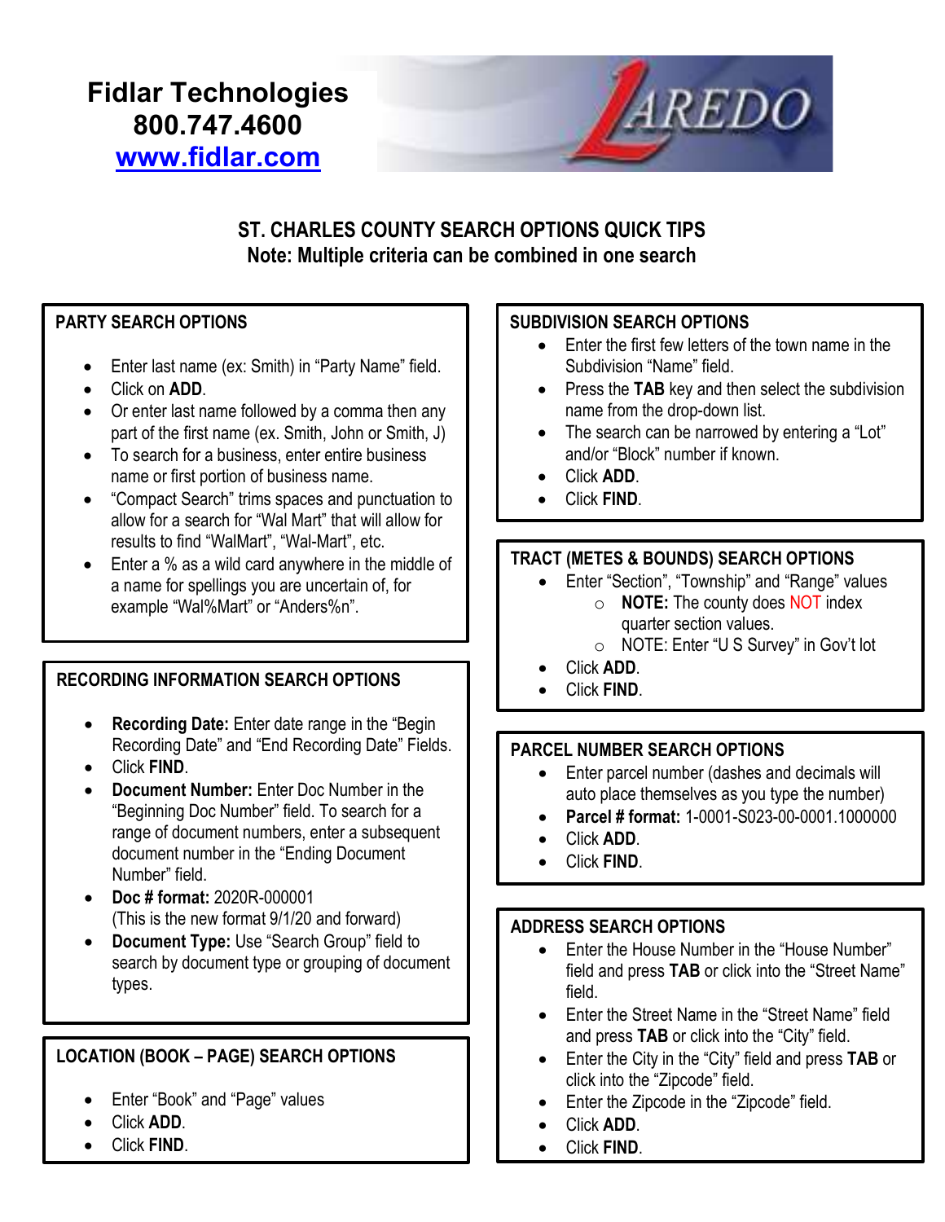**Fidlar Technologies**
**800.747.4600**
**www.fidlar.com**

LAREDO

# ST. CHARLES COUNTY SEARCH OPTIONS QUICK TIPS

## Note: Multiple criteria can be combined in one search

### PARTY SEARCH OPTIONS

- Enter last name (ex: Smith) in "Party Name" field.
- Click on **ADD**.
- Or enter last name followed by a comma then any part of the first name (ex. Smith, John or Smith, J)
- To search for a business, enter entire business name or first portion of business name.
- "Compact Search" trims spaces and punctuation to allow for a search for "Wal Mart" that will allow for results to find "WalMart", "Wal-Mart", etc.
- Enter a % as a wild card anywhere in the middle of a name for spellings you are uncertain of, for example "Wal%Mart" or "Anders%n".

### RECORDING INFORMATION SEARCH OPTIONS

- **Recording Date:** Enter date range in the "Begin Recording Date" and "End Recording Date" Fields.
- Click **FIND**.
- **Document Number:** Enter Doc Number in the "Beginning Doc Number" field. To search for a range of document numbers, enter a subsequent document number in the "Ending Document Number" field.
- **Doc # format:** 2020R-000001 (This is the new format 9/1/20 and forward)
- **Document Type:** Use "Search Group" field to search by document type or grouping of document types.

### LOCATION (BOOK – PAGE) SEARCH OPTIONS

- Enter "Book" and "Page" values
- Click **ADD**.
- Click **FIND**.

### SUBDIVISION SEARCH OPTIONS

- Enter the first few letters of the town name in the Subdivision "Name" field.
- Press the **TAB** key and then select the subdivision name from the drop-down list.
- The search can be narrowed by entering a "Lot" and/or "Block" number if known.
- Click **ADD**.
- Click **FIND**.

### TRACT (METES & BOUNDS) SEARCH OPTIONS

- Enter "Section", "Township" and "Range" values
  - **NOTE:** The county does NOT index quarter section values.
  - NOTE: Enter "U S Survey" in Gov't lot
- Click **ADD**.
- Click **FIND**.

### PARCEL NUMBER SEARCH OPTIONS

- Enter parcel number (dashes and decimals will auto place themselves as you type the number)
- **Parcel # format:** 1-0001-S023-00-0001.1000000
- Click **ADD**.
- Click **FIND**.

### ADDRESS SEARCH OPTIONS

- Enter the House Number in the "House Number" field and press **TAB** or click into the "Street Name" field.
- Enter the Street Name in the "Street Name" field and press **TAB** or click into the "City" field.
- Enter the City in the "City" field and press **TAB** or click into the "Zipcode" field.
- Enter the Zipcode in the "Zipcode" field.
- Click **ADD**.
- Click **FIND**.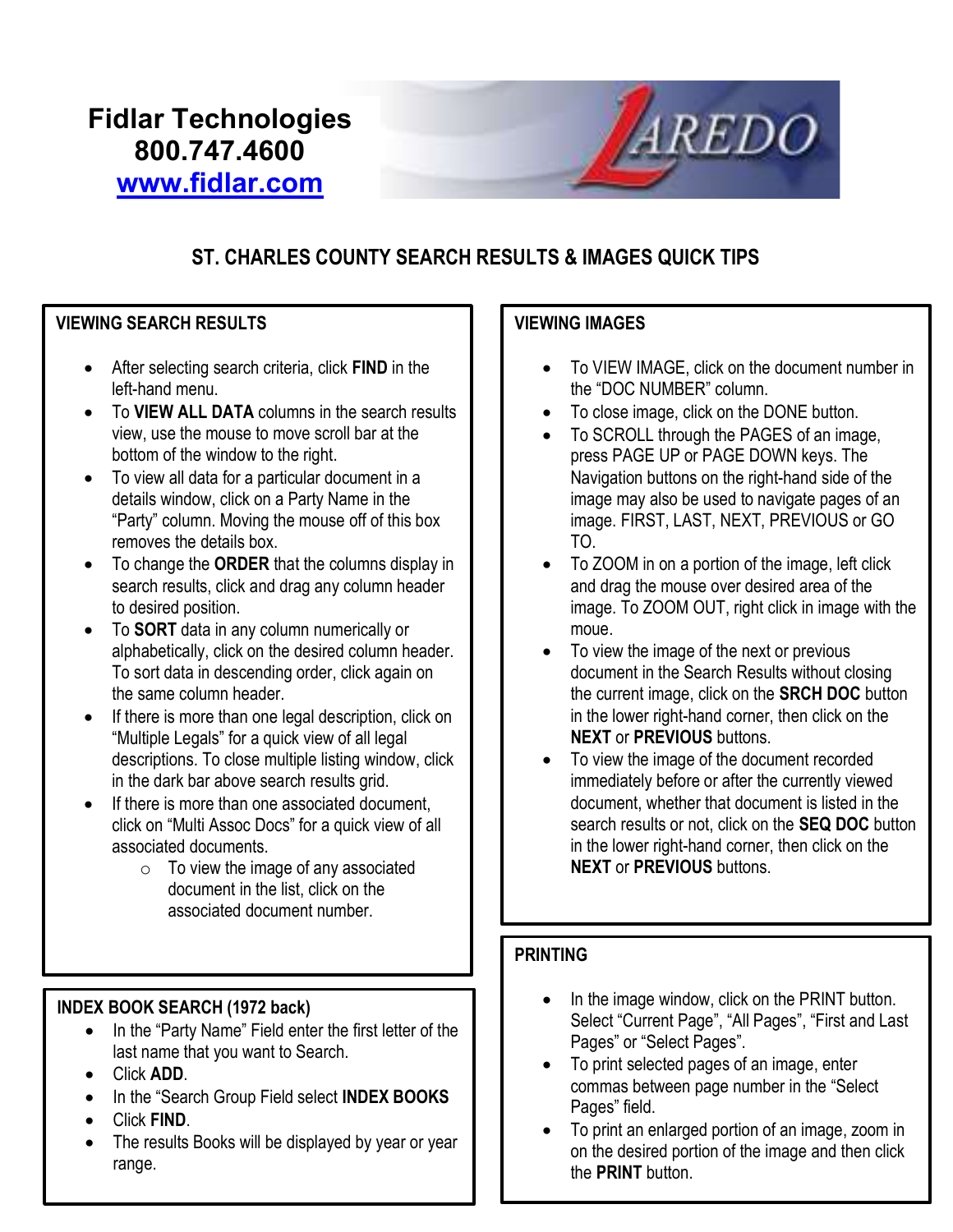**Fidlar Technologies**
**800.747.4600**
**[www.fidlar.com](http://www.fidlar.com)**

## ST. CHARLES COUNTY SEARCH RESULTS & IMAGES QUICK TIPS

### VIEWING SEARCH RESULTS

- After selecting search criteria, click **FIND** in the left-hand menu.
- To **VIEW ALL DATA** columns in the search results view, use the mouse to move scroll bar at the bottom of the window to the right.
- To view all data for a particular document in a details window, click on a Party Name in the "Party" column. Moving the mouse off of this box removes the details box.
- To change the **ORDER** that the columns display in search results, click and drag any column header to desired position.
- To **SORT** data in any column numerically or alphabetically, click on the desired column header. To sort data in descending order, click again on the same column header.
- If there is more than one legal description, click on "Multiple Legals" for a quick view of all legal descriptions. To close multiple listing window, click in the dark bar above search results grid.
- If there is more than one associated document, click on "Multi Assoc Docs" for a quick view of all associated documents.
  - To view the image of any associated document in the list, click on the associated document number.

### INDEX BOOK SEARCH (1972 back)

- In the "Party Name" Field enter the first letter of the last name that you want to Search.
- Click **ADD**.
- In the "Search Group Field select **INDEX BOOKS**
- Click **FIND**.
- The results Books will be displayed by year or year range.

### VIEWING IMAGES

- To VIEW IMAGE, click on the document number in the "DOC NUMBER" column.
- To close image, click on the DONE button.
- To SCROLL through the PAGES of an image, press PAGE UP or PAGE DOWN keys. The Navigation buttons on the right-hand side of the image may also be used to navigate pages of an image. FIRST, LAST, NEXT, PREVIOUS or GO TO.
- To ZOOM in on a portion of the image, left click and drag the mouse over desired area of the image. To ZOOM OUT, right click in image with the moue.
- To view the image of the next or previous document in the Search Results without closing the current image, click on the **SRCH DOC** button in the lower right-hand corner, then click on the **NEXT** or **PREVIOUS** buttons.
- To view the image of the document recorded immediately before or after the currently viewed document, whether that document is listed in the search results or not, click on the **SEQ DOC** button in the lower right-hand corner, then click on the **NEXT** or **PREVIOUS** buttons.

### PRINTING

- In the image window, click on the PRINT button. Select "Current Page", "All Pages", "First and Last Pages" or "Select Pages".
- To print selected pages of an image, enter commas between page number in the "Select Pages" field.
- To print an enlarged portion of an image, zoom in on the desired portion of the image and then click the **PRINT** button.